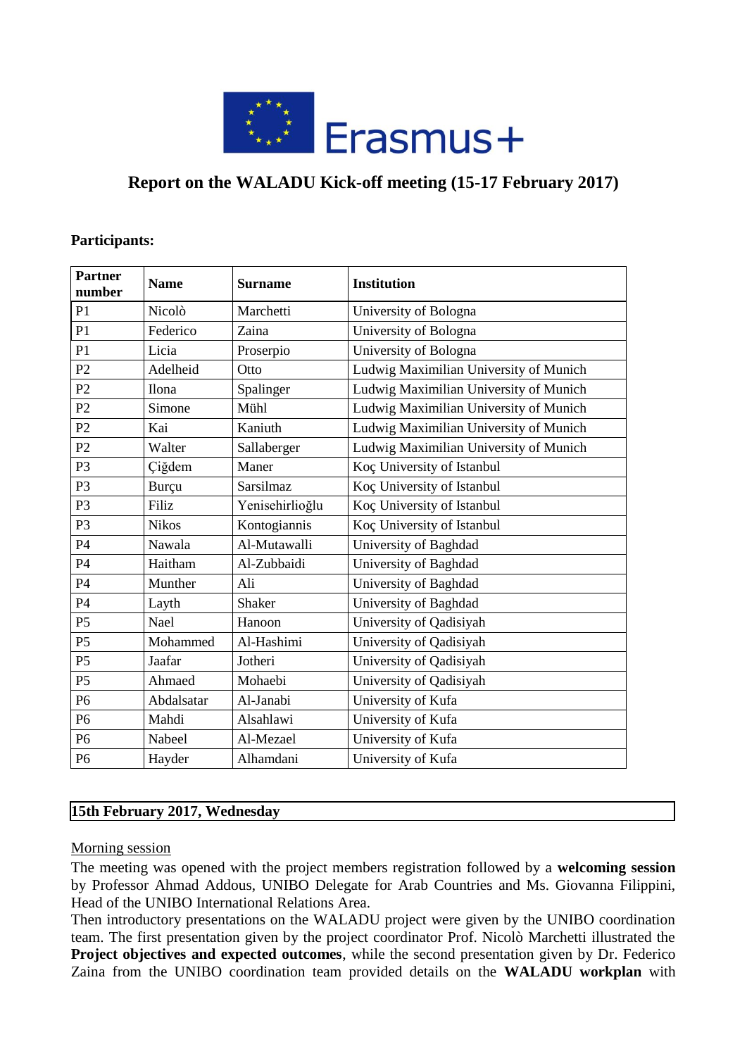# Report on the WALADU Kick-off meeting (15-17 February 2017)

**Participants:**

| Partner number | Name | Surname | Institution |
|---|---|---|---|
| P1 | Nicolò | Marchetti | University of Bologna |
| P1 | Federico | Zaina | University of Bologna |
| P1 | Licia | Proserpio | University of Bologna |
| P2 | Adelheid | Otto | Ludwig Maximilian University of Munich |
| P2 | Ilona | Spalinger | Ludwig Maximilian University of Munich |
| P2 | Simone | Mühl | Ludwig Maximilian University of Munich |
| P2 | Kai | Kaniuth | Ludwig Maximilian University of Munich |
| P2 | Walter | Sallaberger | Ludwig Maximilian University of Munich |
| P3 | Çiğdem | Maner | Koç University of Istanbul |
| P3 | Burçu | Sarsilmaz | Koç University of Istanbul |
| P3 | Filiz | Yenisehirlioğlu | Koç University of Istanbul |
| P3 | Nikos | Kontogiannis | Koç University of Istanbul |
| P4 | Nawala | Al-Mutawalli | University of Baghdad |
| P4 | Haitham | Al-Zubbaidi | University of Baghdad |
| P4 | Munther | Ali | University of Baghdad |
| P4 | Layth | Shaker | University of Baghdad |
| P5 | Nael | Hanoon | University of Qadisiyah |
| P5 | Mohammed | Al-Hashimi | University of Qadisiyah |
| P5 | Jaafar | Jotheri | University of Qadisiyah |
| P5 | Ahmaed | Mohaebi | University of Qadisiyah |
| P6 | Abdalsatar | Al-Janabi | University of Kufa |
| P6 | Mahdi | Alsahlawi | University of Kufa |
| P6 | Nabeel | Al-Mezael | University of Kufa |
| P6 | Hayder | Alhamdani | University of Kufa |

## 15th February 2017, Wednesday

Morning session

The meeting was opened with the project members registration followed by a **welcoming session** by Professor Ahmad Addous, UNIBO Delegate for Arab Countries and Ms. Giovanna Filippini, Head of the UNIBO International Relations Area.

Then introductory presentations on the WALADU project were given by the UNIBO coordination team. The first presentation given by the project coordinator Prof. Nicolò Marchetti illustrated the **Project objectives and expected outcomes**, while the second presentation given by Dr. Federico Zaina from the UNIBO coordination team provided details on the **WALADU workplan** with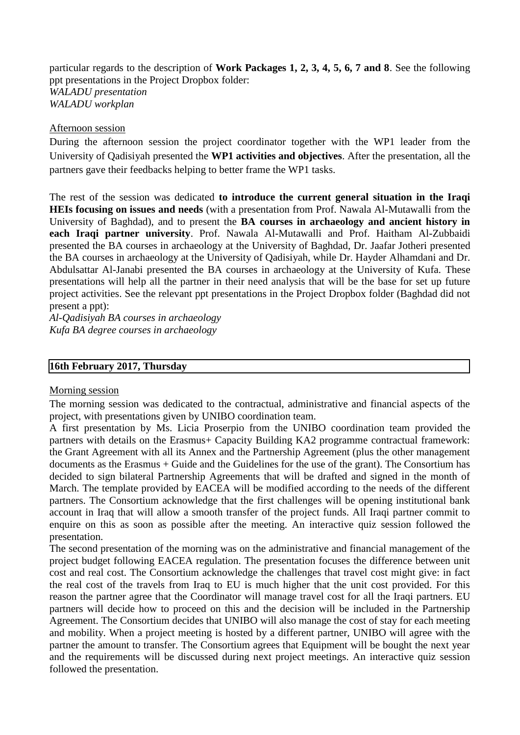particular regards to the description of **Work Packages 1, 2, 3, 4, 5, 6, 7 and 8**. See the following ppt presentations in the Project Dropbox folder:
*WALADU presentation*
*WALADU workplan*

Afternoon session

During the afternoon session the project coordinator together with the WP1 leader from the University of Qadisiyah presented the **WP1 activities and objectives**. After the presentation, all the partners gave their feedbacks helping to better frame the WP1 tasks.

The rest of the session was dedicated **to introduce the current general situation in the Iraqi HEIs focusing on issues and needs** (with a presentation from Prof. Nawala Al-Mutawalli from the University of Baghdad), and to present the **BA courses in archaeology and ancient history in each Iraqi partner university**. Prof. Nawala Al-Mutawalli and Prof. Haitham Al-Zubbaidi presented the BA courses in archaeology at the University of Baghdad, Dr. Jaafar Jotheri presented the BA courses in archaeology at the University of Qadisiyah, while Dr. Hayder Alhamdani and Dr. Abdulsattar Al-Janabi presented the BA courses in archaeology at the University of Kufa. These presentations will help all the partner in their need analysis that will be the base for set up future project activities. See the relevant ppt presentations in the Project Dropbox folder (Baghdad did not present a ppt):
*Al-Qadisiyah BA courses in archaeology*
*Kufa BA degree courses in archaeology*

## 16th February 2017, Thursday

Morning session

The morning session was dedicated to the contractual, administrative and financial aspects of the project, with presentations given by UNIBO coordination team.
A first presentation by Ms. Licia Proserpio from the UNIBO coordination team provided the partners with details on the Erasmus+ Capacity Building KA2 programme contractual framework: the Grant Agreement with all its Annex and the Partnership Agreement (plus the other management documents as the Erasmus + Guide and the Guidelines for the use of the grant). The Consortium has decided to sign bilateral Partnership Agreements that will be drafted and signed in the month of March. The template provided by EACEA will be modified according to the needs of the different partners. The Consortium acknowledge that the first challenges will be opening institutional bank account in Iraq that will allow a smooth transfer of the project funds. All Iraqi partner commit to enquire on this as soon as possible after the meeting. An interactive quiz session followed the presentation.
The second presentation of the morning was on the administrative and financial management of the project budget following EACEA regulation. The presentation focuses the difference between unit cost and real cost. The Consortium acknowledge the challenges that travel cost might give: in fact the real cost of the travels from Iraq to EU is much higher that the unit cost provided. For this reason the partner agree that the Coordinator will manage travel cost for all the Iraqi partners. EU partners will decide how to proceed on this and the decision will be included in the Partnership Agreement. The Consortium decides that UNIBO will also manage the cost of stay for each meeting and mobility. When a project meeting is hosted by a different partner, UNIBO will agree with the partner the amount to transfer. The Consortium agrees that Equipment will be bought the next year and the requirements will be discussed during next project meetings. An interactive quiz session followed the presentation.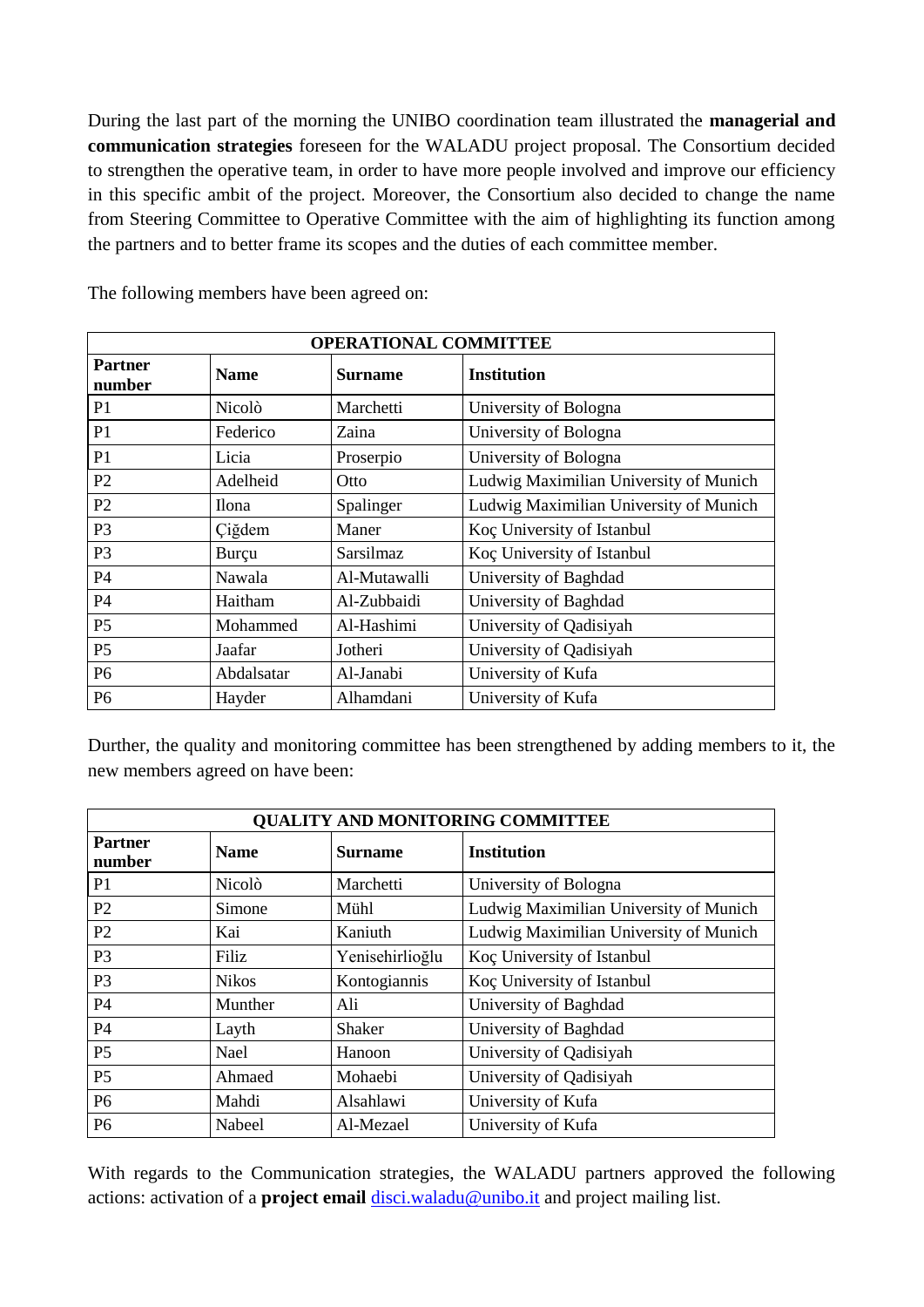During the last part of the morning the UNIBO coordination team illustrated the **managerial and communication strategies** foreseen for the WALADU project proposal. The Consortium decided to strengthen the operative team, in order to have more people involved and improve our efficiency in this specific ambit of the project. Moreover, the Consortium also decided to change the name from Steering Committee to Operative Committee with the aim of highlighting its function among the partners and to better frame its scopes and the duties of each committee member.

The following members have been agreed on:

| **OPERATIONAL COMMITTEE** | | | |
|---|---|---|---|
| **Partner number** | **Name** | **Surname** | **Institution** |
| P1 | Nicolò | Marchetti | University of Bologna |
| P1 | Federico | Zaina | University of Bologna |
| P1 | Licia | Proserpio | University of Bologna |
| P2 | Adelheid | Otto | Ludwig Maximilian University of Munich |
| P2 | Ilona | Spalinger | Ludwig Maximilian University of Munich |
| P3 | Çiğdem | Maner | Koç University of Istanbul |
| P3 | Burçu | Sarsilmaz | Koç University of Istanbul |
| P4 | Nawala | Al-Mutawalli | University of Baghdad |
| P4 | Haitham | Al-Zubbaidi | University of Baghdad |
| P5 | Mohammed | Al-Hashimi | University of Qadisiyah |
| P5 | Jaafar | Jotheri | University of Qadisiyah |
| P6 | Abdalsatar | Al-Janabi | University of Kufa |
| P6 | Hayder | Alhamdani | University of Kufa |

Durther, the quality and monitoring committee has been strengthened by adding members to it, the new members agreed on have been:

| **QUALITY AND MONITORING COMMITTEE** | | | |
|---|---|---|---|
| **Partner number** | **Name** | **Surname** | **Institution** |
| P1 | Nicolò | Marchetti | University of Bologna |
| P2 | Simone | Mühl | Ludwig Maximilian University of Munich |
| P2 | Kai | Kaniuth | Ludwig Maximilian University of Munich |
| P3 | Filiz | Yenisehirlioğlu | Koç University of Istanbul |
| P3 | Nikos | Kontogiannis | Koç University of Istanbul |
| P4 | Munther | Ali | University of Baghdad |
| P4 | Layth | Shaker | University of Baghdad |
| P5 | Nael | Hanoon | University of Qadisiyah |
| P5 | Ahmaed | Mohaebi | University of Qadisiyah |
| P6 | Mahdi | Alsahlawi | University of Kufa |
| P6 | Nabeel | Al-Mezael | University of Kufa |

With regards to the Communication strategies, the WALADU partners approved the following actions: activation of a **project email** disci.waladu@unibo.it and project mailing list.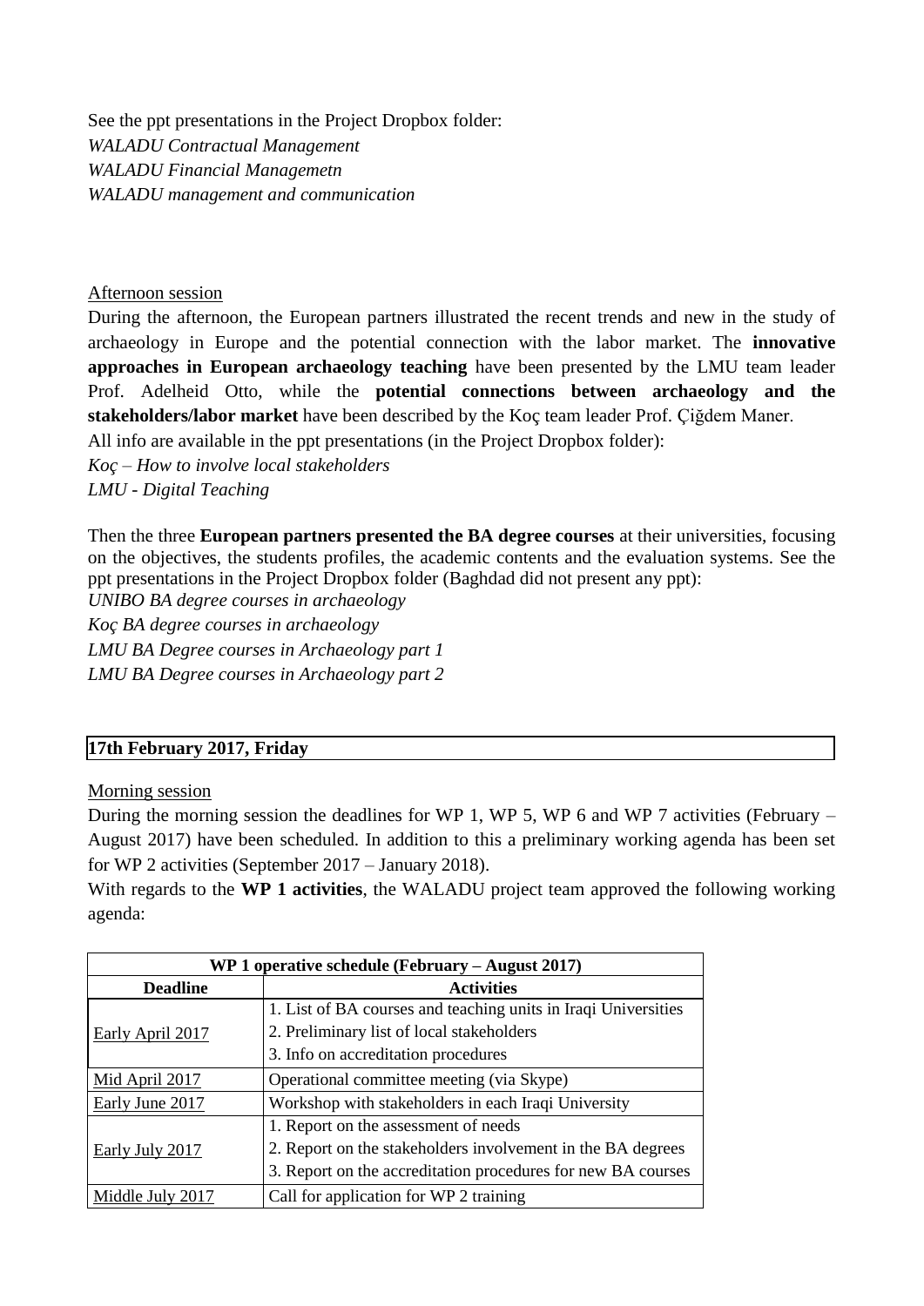See the ppt presentations in the Project Dropbox folder:
*WALADU Contractual Management*
*WALADU Financial Managemetn*
*WALADU management and communication*

Afternoon session

During the afternoon, the European partners illustrated the recent trends and new in the study of archaeology in Europe and the potential connection with the labor market. The **innovative approaches in European archaeology teaching** have been presented by the LMU team leader Prof. Adelheid Otto, while the **potential connections between archaeology and the stakeholders/labor market** have been described by the Koç team leader Prof. Çiğdem Maner.

All info are available in the ppt presentations (in the Project Dropbox folder):
*Koç – How to involve local stakeholders*
*LMU - Digital Teaching*

Then the three **European partners presented the BA degree courses** at their universities, focusing on the objectives, the students profiles, the academic contents and the evaluation systems. See the ppt presentations in the Project Dropbox folder (Baghdad did not present any ppt):
*UNIBO BA degree courses in archaeology*
*Koç BA degree courses in archaeology*
*LMU BA Degree courses in Archaeology part 1*
*LMU BA Degree courses in Archaeology part 2*

## 17th February 2017, Friday

Morning session

During the morning session the deadlines for WP 1, WP 5, WP 6 and WP 7 activities (February – August 2017) have been scheduled. In addition to this a preliminary working agenda has been set for WP 2 activities (September 2017 – January 2018).

With regards to the **WP 1 activities**, the WALADU project team approved the following working agenda:

| WP 1 operative schedule (February – August 2017) | |
|---|---|
| **Deadline** | **Activities** |
| Early April 2017 | 1. List of BA courses and teaching units in Iraqi Universities<br>2. Preliminary list of local stakeholders<br>3. Info on accreditation procedures |
| Mid April 2017 | Operational committee meeting (via Skype) |
| Early June 2017 | Workshop with stakeholders in each Iraqi University |
| Early July 2017 | 1. Report on the assessment of needs<br>2. Report on the stakeholders involvement in the BA degrees<br>3. Report on the accreditation procedures for new BA courses |
| Middle July 2017 | Call for application for WP 2 training |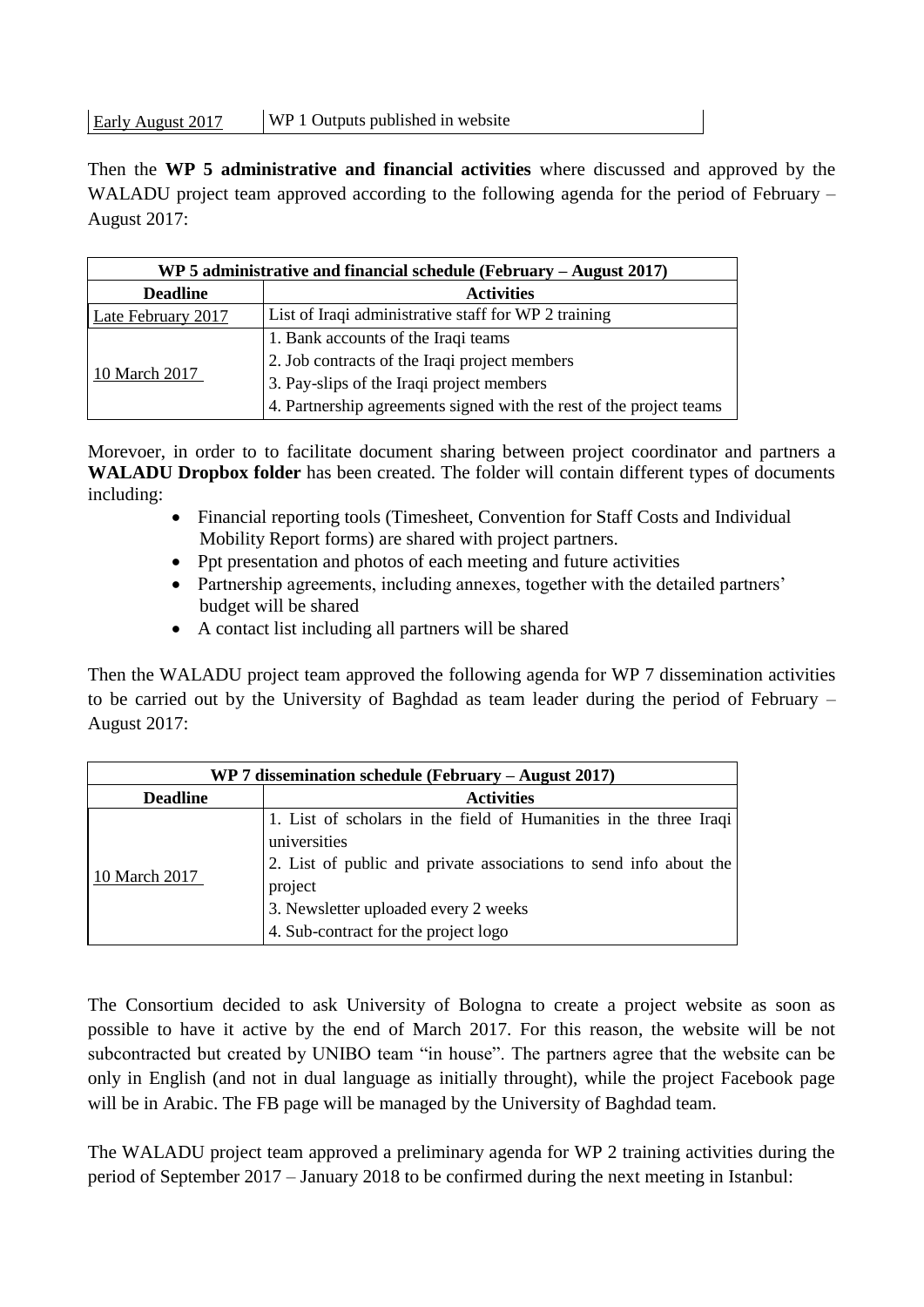| Early August 2017 | WP 1 Outputs published in website |
|---|---|

Then the **WP 5 administrative and financial activities** where discussed and approved by the WALADU project team approved according to the following agenda for the period of February – August 2017:

| WP 5 administrative and financial schedule (February – August 2017) | |
|---|---|
| **Deadline** | **Activities** |
| Late February 2017 | List of Iraqi administrative staff for WP 2 training |
| 10 March 2017 | 1. Bank accounts of the Iraqi teams<br>2. Job contracts of the Iraqi project members<br>3. Pay-slips of the Iraqi project members<br>4. Partnership agreements signed with the rest of the project teams |

Morevoer, in order to to facilitate document sharing between project coordinator and partners a **WALADU Dropbox folder** has been created. The folder will contain different types of documents including:

- Financial reporting tools (Timesheet, Convention for Staff Costs and Individual Mobility Report forms) are shared with project partners.
- Ppt presentation and photos of each meeting and future activities
- Partnership agreements, including annexes, together with the detailed partners' budget will be shared
- A contact list including all partners will be shared

Then the WALADU project team approved the following agenda for WP 7 dissemination activities to be carried out by the University of Baghdad as team leader during the period of February – August 2017:

| WP 7 dissemination schedule (February – August 2017) | |
|---|---|
| **Deadline** | **Activities** |
| 10 March 2017 | 1. List of scholars in the field of Humanities in the three Iraqi universities<br>2. List of public and private associations to send info about the project<br>3. Newsletter uploaded every 2 weeks<br>4. Sub-contract for the project logo |

The Consortium decided to ask University of Bologna to create a project website as soon as possible to have it active by the end of March 2017. For this reason, the website will be not subcontracted but created by UNIBO team "in house". The partners agree that the website can be only in English (and not in dual language as initially throught), while the project Facebook page will be in Arabic. The FB page will be managed by the University of Baghdad team.

The WALADU project team approved a preliminary agenda for WP 2 training activities during the period of September 2017 – January 2018 to be confirmed during the next meeting in Istanbul: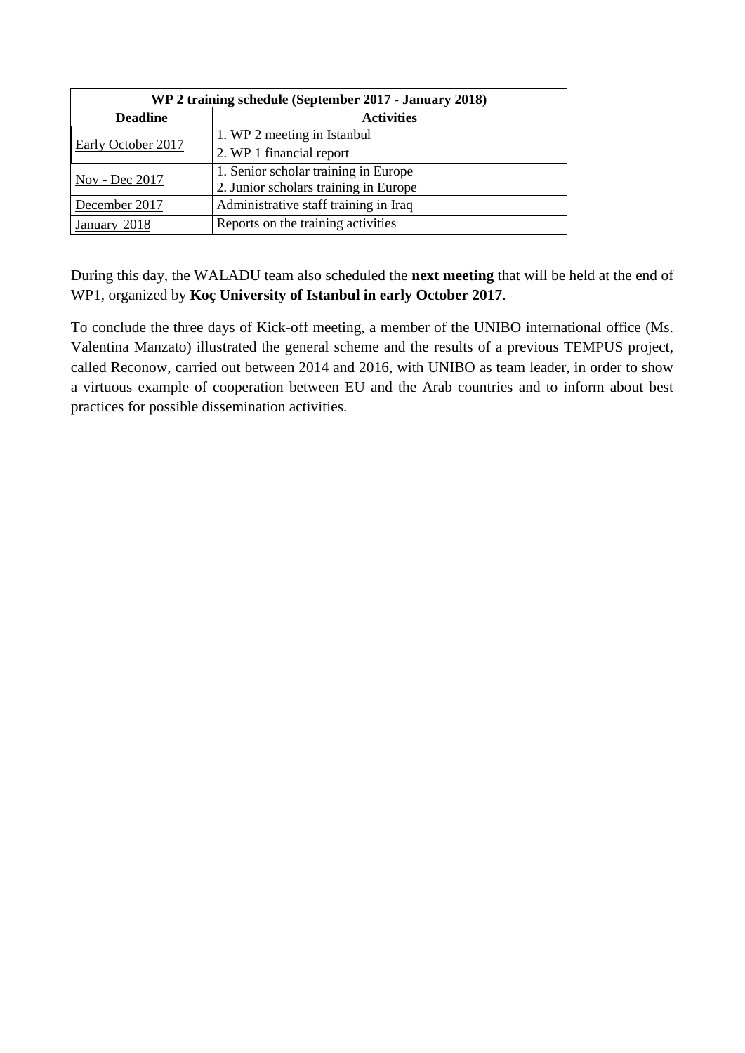| WP 2 training schedule (September 2017 - January 2018) | |
|---|---|
| **Deadline** | **Activities** |
| Early October 2017 | 1. WP 2 meeting in Istanbul<br>2. WP 1 financial report |
| Nov - Dec 2017 | 1. Senior scholar training in Europe<br>2. Junior scholars training in Europe |
| December 2017 | Administrative staff training in Iraq |
| January 2018 | Reports on the training activities |

During this day, the WALADU team also scheduled the **next meeting** that will be held at the end of WP1, organized by **Koç University of Istanbul in early October 2017**.

To conclude the three days of Kick-off meeting, a member of the UNIBO international office (Ms. Valentina Manzato) illustrated the general scheme and the results of a previous TEMPUS project, called Reconow, carried out between 2014 and 2016, with UNIBO as team leader, in order to show a virtuous example of cooperation between EU and the Arab countries and to inform about best practices for possible dissemination activities.